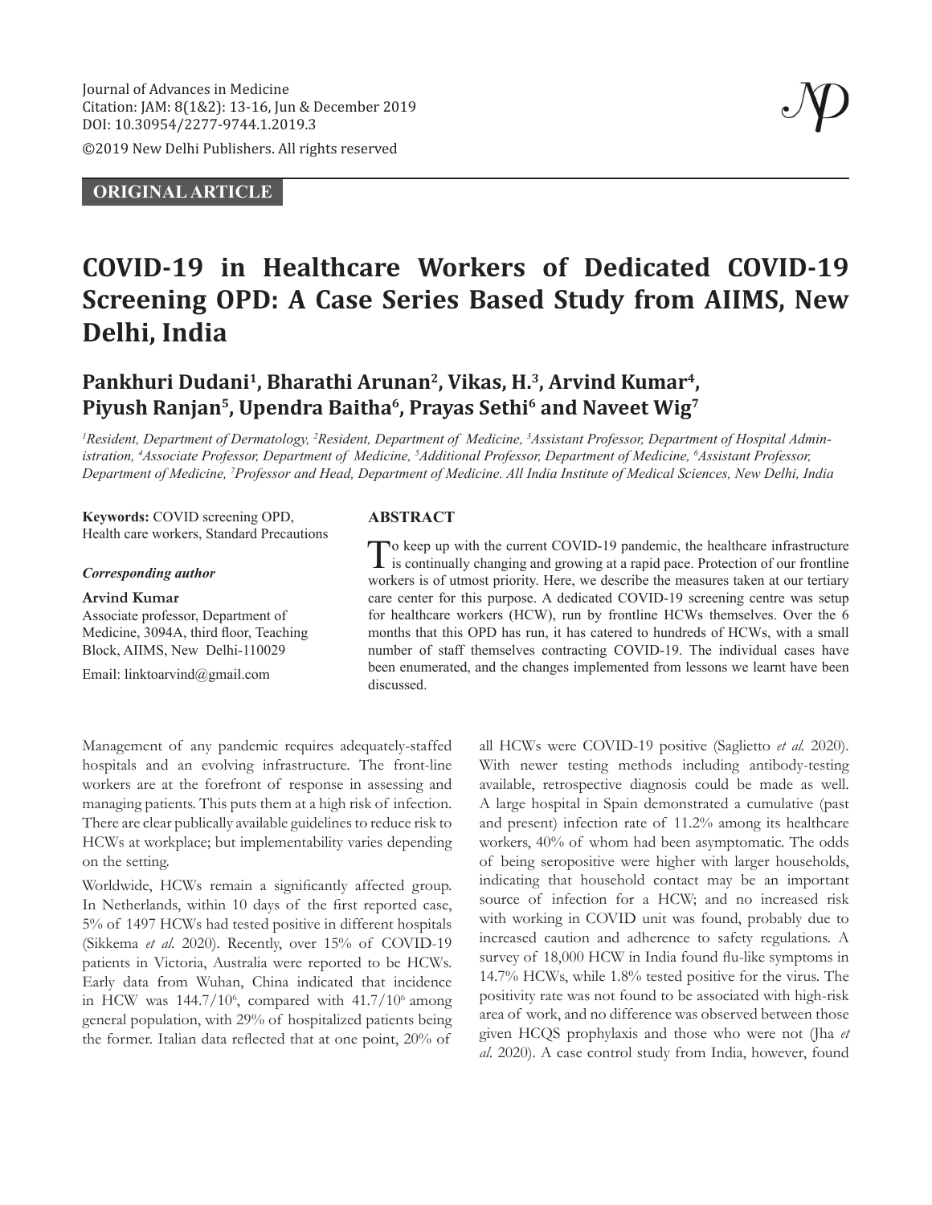Journal of Advances in Medicine
Citation: JAM: 8(1&2): 13-16, Jun & December 2019
DOI: 10.30954/2277-9744.1.2019.3

©2019 New Delhi Publishers. All rights reserved

**ORIGINAL ARTICLE**

# COVID-19 in Healthcare Workers of Dedicated COVID-19 Screening OPD: A Case Series Based Study from AIIMS, New Delhi, India

**Pankhuri Dudani[1], Bharathi Arunan[2], Vikas, H.[3], Arvind Kumar[4], Piyush Ranjan[5], Upendra Baitha[6], Prayas Sethi[6] and Naveet Wig[7]**

*[1]Resident, Department of Dermatology, [2]Resident, Department of Medicine, [3]Assistant Professor, Department of Hospital Administration, [4]Associate Professor, Department of Medicine, [5]Additional Professor, Department of Medicine, [6]Assistant Professor, Department of Medicine, [7]Professor and Head, Department of Medicine. All India Institute of Medical Sciences, New Delhi, India*

**Keywords:** COVID screening OPD, Health care workers, Standard Precautions

***Corresponding author***

**Arvind Kumar**
Associate professor, Department of Medicine, 3094A, third floor, Teaching Block, AIIMS, New Delhi-110029

Email: linktoarvind@gmail.com

## ABSTRACT

To keep up with the current COVID-19 pandemic, the healthcare infrastructure is continually changing and growing at a rapid pace. Protection of our frontline workers is of utmost priority. Here, we describe the measures taken at our tertiary care center for this purpose. A dedicated COVID-19 screening centre was setup for healthcare workers (HCW), run by frontline HCWs themselves. Over the 6 months that this OPD has run, it has catered to hundreds of HCWs, with a small number of staff themselves contracting COVID-19. The individual cases have been enumerated, and the changes implemented from lessons we learnt have been discussed.

Management of any pandemic requires adequately-staffed hospitals and an evolving infrastructure. The front-line workers are at the forefront of response in assessing and managing patients. This puts them at a high risk of infection. There are clear publically available guidelines to reduce risk to HCWs at workplace; but implementability varies depending on the setting.

Worldwide, HCWs remain a significantly affected group. In Netherlands, within 10 days of the first reported case, 5% of 1497 HCWs had tested positive in different hospitals (Sikkema *et al.* 2020). Recently, over 15% of COVID-19 patients in Victoria, Australia were reported to be HCWs. Early data from Wuhan, China indicated that incidence in HCW was $144.7/10^6$, compared with $41.7/10^6$ among general population, with 29% of hospitalized patients being the former. Italian data reflected that at one point, 20% of all HCWs were COVID-19 positive (Saglietto *et al.* 2020). With newer testing methods including antibody-testing available, retrospective diagnosis could be made as well. A large hospital in Spain demonstrated a cumulative (past and present) infection rate of 11.2% among its healthcare workers, 40% of whom had been asymptomatic. The odds of being seropositive were higher with larger households, indicating that household contact may be an important source of infection for a HCW; and no increased risk with working in COVID unit was found, probably due to increased caution and adherence to safety regulations. A survey of 18,000 HCW in India found flu-like symptoms in 14.7% HCWs, while 1.8% tested positive for the virus. The positivity rate was not found to be associated with high-risk area of work, and no difference was observed between those given HCQS prophylaxis and those who were not (Jha *et al.* 2020). A case control study from India, however, found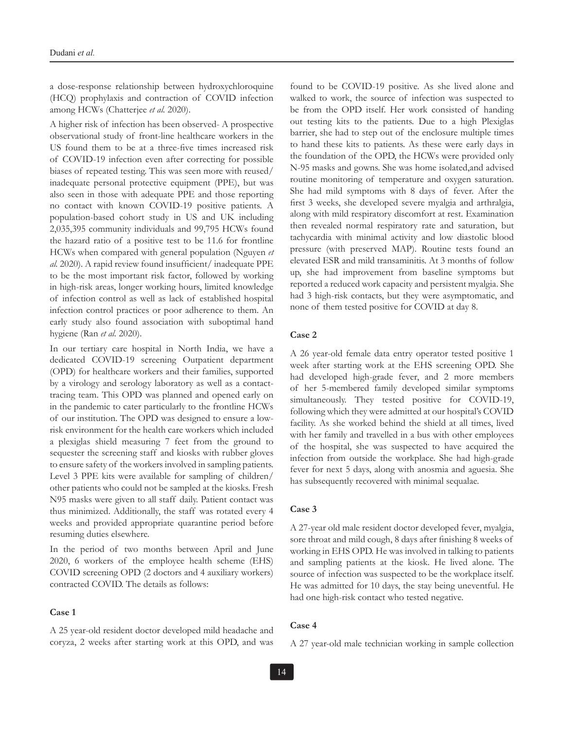a dose-response relationship between hydroxychloroquine (HCQ) prophylaxis and contraction of COVID infection among HCWs (Chatterjee *et al.* 2020).

A higher risk of infection has been observed- A prospective observational study of front-line healthcare workers in the US found them to be at a three-five times increased risk of COVID-19 infection even after correcting for possible biases of repeated testing. This was seen more with reused/ inadequate personal protective equipment (PPE), but was also seen in those with adequate PPE and those reporting no contact with known COVID-19 positive patients. A population-based cohort study in US and UK including 2,035,395 community individuals and 99,795 HCWs found the hazard ratio of a positive test to be 11.6 for frontline HCWs when compared with general population (Nguyen *et al.* 2020). A rapid review found insufficient/ inadequate PPE to be the most important risk factor, followed by working in high-risk areas, longer working hours, limited knowledge of infection control as well as lack of established hospital infection control practices or poor adherence to them. An early study also found association with suboptimal hand hygiene (Ran *et al.* 2020).

In our tertiary care hospital in North India, we have a dedicated COVID-19 screening Outpatient department (OPD) for healthcare workers and their families, supported by a virology and serology laboratory as well as a contact-tracing team. This OPD was planned and opened early on in the pandemic to cater particularly to the frontline HCWs of our institution. The OPD was designed to ensure a low-risk environment for the health care workers which included a plexiglas shield measuring 7 feet from the ground to sequester the screening staff and kiosks with rubber gloves to ensure safety of the workers involved in sampling patients. Level 3 PPE kits were available for sampling of children/ other patients who could not be sampled at the kiosks. Fresh N95 masks were given to all staff daily. Patient contact was thus minimized. Additionally, the staff was rotated every 4 weeks and provided appropriate quarantine period before resuming duties elsewhere.

In the period of two months between April and June 2020, 6 workers of the employee health scheme (EHS) COVID screening OPD (2 doctors and 4 auxiliary workers) contracted COVID. The details as follows:

**Case 1**

A 25 year-old resident doctor developed mild headache and coryza, 2 weeks after starting work at this OPD, and was found to be COVID-19 positive. As she lived alone and walked to work, the source of infection was suspected to be from the OPD itself. Her work consisted of handing out testing kits to the patients. Due to a high Plexiglas barrier, she had to step out of the enclosure multiple times to hand these kits to patients. As these were early days in the foundation of the OPD, the HCWs were provided only N-95 masks and gowns. She was home isolated,and advised routine monitoring of temperature and oxygen saturation. She had mild symptoms with 8 days of fever. After the first 3 weeks, she developed severe myalgia and arthralgia, along with mild respiratory discomfort at rest. Examination then revealed normal respiratory rate and saturation, but tachycardia with minimal activity and low diastolic blood pressure (with preserved MAP). Routine tests found an elevated ESR and mild transaminitis. At 3 months of follow up, she had improvement from baseline symptoms but reported a reduced work capacity and persistent myalgia. She had 3 high-risk contacts, but they were asymptomatic, and none of them tested positive for COVID at day 8.

**Case 2**

A 26 year-old female data entry operator tested positive 1 week after starting work at the EHS screening OPD. She had developed high-grade fever, and 2 more members of her 5-membered family developed similar symptoms simultaneously. They tested positive for COVID-19, following which they were admitted at our hospital's COVID facility. As she worked behind the shield at all times, lived with her family and travelled in a bus with other employees of the hospital, she was suspected to have acquired the infection from outside the workplace. She had high-grade fever for next 5 days, along with anosmia and aguesia. She has subsequently recovered with minimal sequalae.

**Case 3**

A 27-year old male resident doctor developed fever, myalgia, sore throat and mild cough, 8 days after finishing 8 weeks of working in EHS OPD. He was involved in talking to patients and sampling patients at the kiosk. He lived alone. The source of infection was suspected to be the workplace itself. He was admitted for 10 days, the stay being uneventful. He had one high-risk contact who tested negative.

**Case 4**

A 27 year-old male technician working in sample collection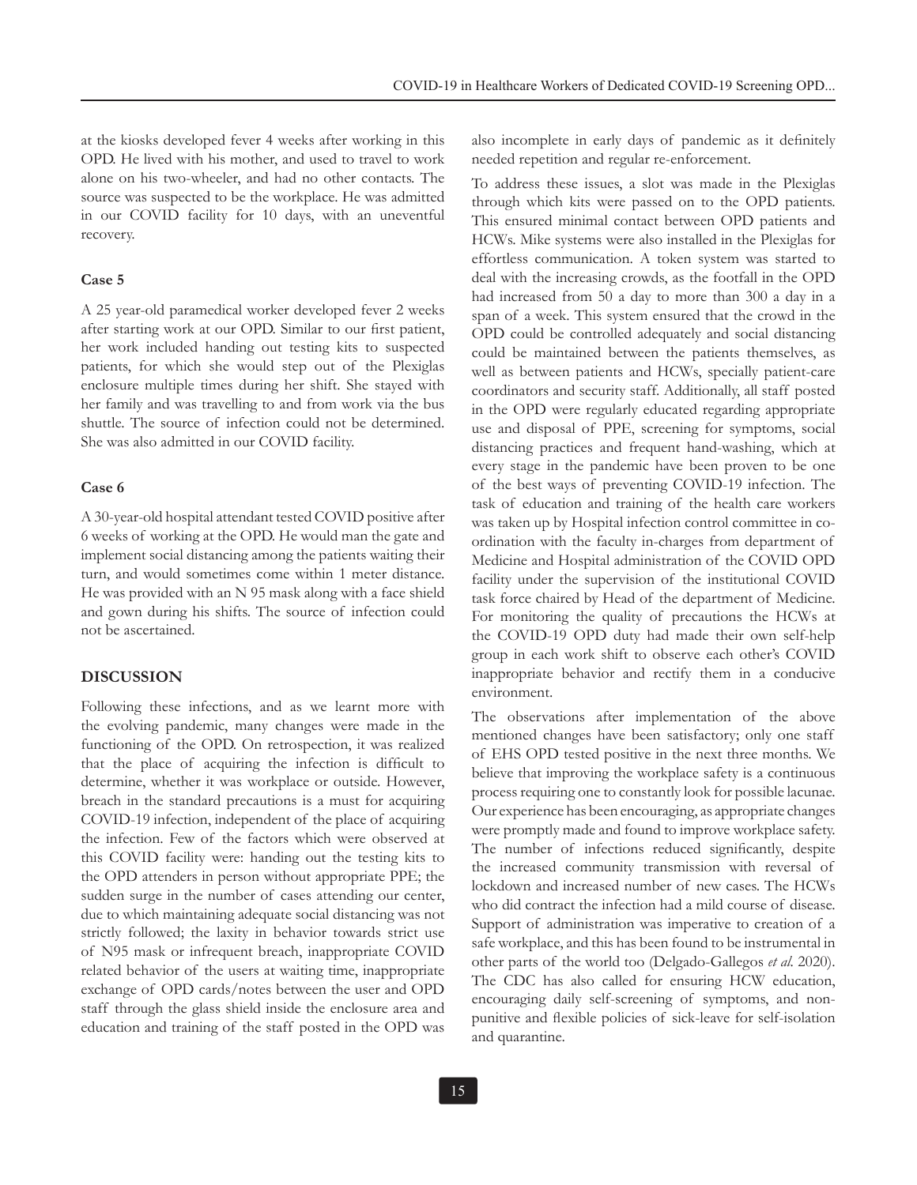at the kiosks developed fever 4 weeks after working in this OPD. He lived with his mother, and used to travel to work alone on his two-wheeler, and had no other contacts. The source was suspected to be the workplace. He was admitted in our COVID facility for 10 days, with an uneventful recovery.

### Case 5

A 25 year-old paramedical worker developed fever 2 weeks after starting work at our OPD. Similar to our first patient, her work included handing out testing kits to suspected patients, for which she would step out of the Plexiglas enclosure multiple times during her shift. She stayed with her family and was travelling to and from work via the bus shuttle. The source of infection could not be determined. She was also admitted in our COVID facility.

### Case 6

A 30-year-old hospital attendant tested COVID positive after 6 weeks of working at the OPD. He would man the gate and implement social distancing among the patients waiting their turn, and would sometimes come within 1 meter distance. He was provided with an N 95 mask along with a face shield and gown during his shifts. The source of infection could not be ascertained.

## DISCUSSION

Following these infections, and as we learnt more with the evolving pandemic, many changes were made in the functioning of the OPD. On retrospection, it was realized that the place of acquiring the infection is difficult to determine, whether it was workplace or outside. However, breach in the standard precautions is a must for acquiring COVID-19 infection, independent of the place of acquiring the infection. Few of the factors which were observed at this COVID facility were: handing out the testing kits to the OPD attenders in person without appropriate PPE; the sudden surge in the number of cases attending our center, due to which maintaining adequate social distancing was not strictly followed; the laxity in behavior towards strict use of N95 mask or infrequent breach, inappropriate COVID related behavior of the users at waiting time, inappropriate exchange of OPD cards/notes between the user and OPD staff through the glass shield inside the enclosure area and education and training of the staff posted in the OPD was also incomplete in early days of pandemic as it definitely needed repetition and regular re-enforcement.

To address these issues, a slot was made in the Plexiglas through which kits were passed on to the OPD patients. This ensured minimal contact between OPD patients and HCWs. Mike systems were also installed in the Plexiglas for effortless communication. A token system was started to deal with the increasing crowds, as the footfall in the OPD had increased from 50 a day to more than 300 a day in a span of a week. This system ensured that the crowd in the OPD could be controlled adequately and social distancing could be maintained between the patients themselves, as well as between patients and HCWs, specially patient-care coordinators and security staff. Additionally, all staff posted in the OPD were regularly educated regarding appropriate use and disposal of PPE, screening for symptoms, social distancing practices and frequent hand-washing, which at every stage in the pandemic have been proven to be one of the best ways of preventing COVID-19 infection. The task of education and training of the health care workers was taken up by Hospital infection control committee in co-ordination with the faculty in-charges from department of Medicine and Hospital administration of the COVID OPD facility under the supervision of the institutional COVID task force chaired by Head of the department of Medicine. For monitoring the quality of precautions the HCWs at the COVID-19 OPD duty had made their own self-help group in each work shift to observe each other's COVID inappropriate behavior and rectify them in a conducive environment.

The observations after implementation of the above mentioned changes have been satisfactory; only one staff of EHS OPD tested positive in the next three months. We believe that improving the workplace safety is a continuous process requiring one to constantly look for possible lacunae. Our experience has been encouraging, as appropriate changes were promptly made and found to improve workplace safety. The number of infections reduced significantly, despite the increased community transmission with reversal of lockdown and increased number of new cases. The HCWs who did contract the infection had a mild course of disease. Support of administration was imperative to creation of a safe workplace, and this has been found to be instrumental in other parts of the world too (Delgado-Gallegos *et al.* 2020). The CDC has also called for ensuring HCW education, encouraging daily self-screening of symptoms, and non-punitive and flexible policies of sick-leave for self-isolation and quarantine.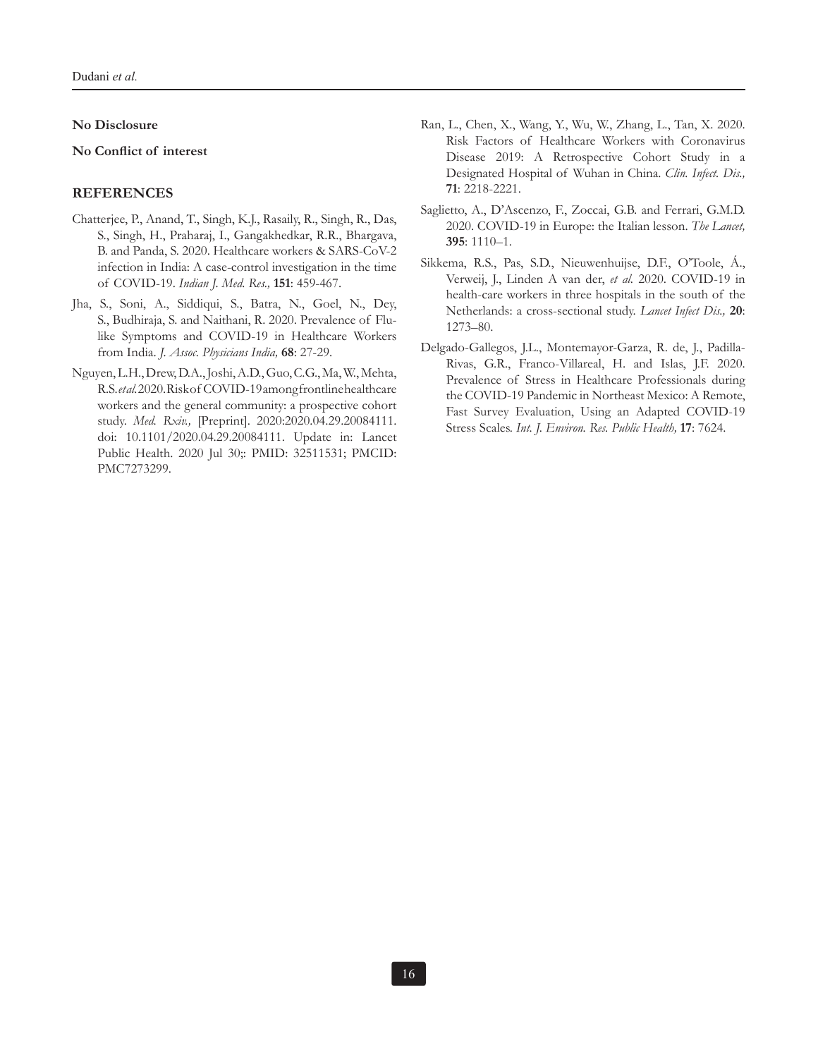**No Disclosure**

**No Conflict of interest**

## REFERENCES

Chatterjee, P., Anand, T., Singh, K.J., Rasaily, R., Singh, R., Das, S., Singh, H., Praharaj, I., Gangakhedkar, R.R., Bhargava, B. and Panda, S. 2020. Healthcare workers & SARS-CoV-2 infection in India: A case-control investigation in the time of COVID-19. *Indian J. Med. Res.,* **151**: 459-467.

Jha, S., Soni, A., Siddiqui, S., Batra, N., Goel, N., Dey, S., Budhiraja, S. and Naithani, R. 2020. Prevalence of Flu-like Symptoms and COVID-19 in Healthcare Workers from India. *J. Assoc. Physicians India,* **68**: 27-29.

Nguyen, L.H., Drew, D.A., Joshi, A.D., Guo, C.G., Ma, W., Mehta, R.S. *et al.* 2020. Risk of COVID-19 among frontline healthcare workers and the general community: a prospective cohort study. *Med. Rxiv.,* [Preprint]. 2020:2020.04.29.20084111. doi: 10.1101/2020.04.29.20084111. Update in: Lancet Public Health. 2020 Jul 30;: PMID: 32511531; PMCID: PMC7273299.

Ran, L., Chen, X., Wang, Y., Wu, W., Zhang, L., Tan, X. 2020. Risk Factors of Healthcare Workers with Coronavirus Disease 2019: A Retrospective Cohort Study in a Designated Hospital of Wuhan in China. *Clin. Infect. Dis.,* **71**: 2218-2221.

Saglietto, A., D'Ascenzo, F., Zoccai, G.B. and Ferrari, G.M.D. 2020. COVID-19 in Europe: the Italian lesson. *The Lancet,* **395**: 1110–1.

Sikkema, R.S., Pas, S.D., Nieuwenhuijse, D.F., O'Toole, Á., Verweij, J., Linden A van der, *et al.* 2020. COVID-19 in health-care workers in three hospitals in the south of the Netherlands: a cross-sectional study. *Lancet Infect Dis.,* **20**: 1273–80.

Delgado-Gallegos, J.L., Montemayor-Garza, R. de, J., Padilla-Rivas, G.R., Franco-Villareal, H. and Islas, J.F. 2020. Prevalence of Stress in Healthcare Professionals during the COVID-19 Pandemic in Northeast Mexico: A Remote, Fast Survey Evaluation, Using an Adapted COVID-19 Stress Scales. *Int. J. Environ. Res. Public Health,* **17**: 7624.